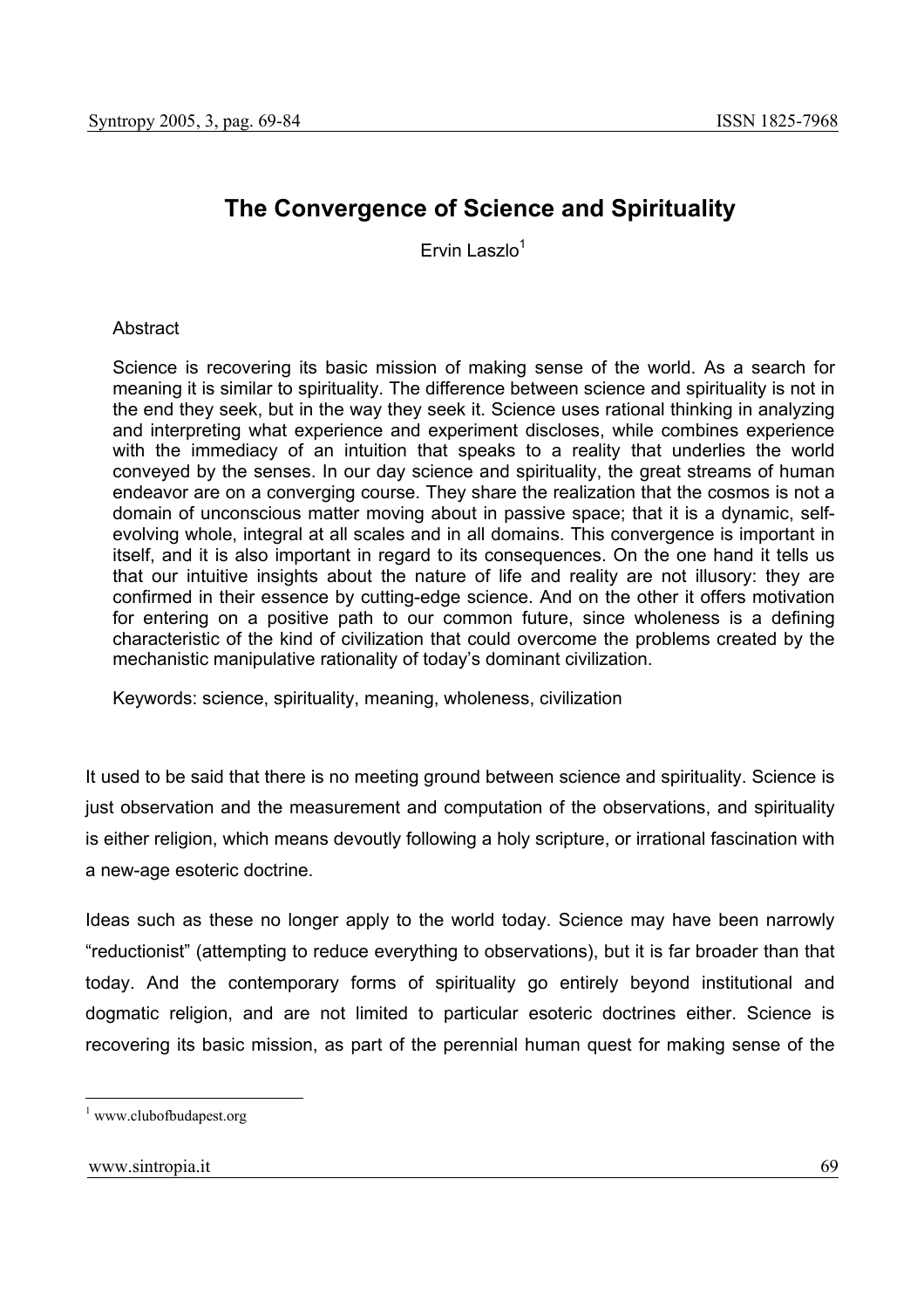# The Convergence of Science and Spirituality

Ervin Laszlo[1]

Abstract

Science is recovering its basic mission of making sense of the world. As a search for meaning it is similar to spirituality. The difference between science and spirituality is not in the end they seek, but in the way they seek it. Science uses rational thinking in analyzing and interpreting what experience and experiment discloses, while combines experience with the immediacy of an intuition that speaks to a reality that underlies the world conveyed by the senses. In our day science and spirituality, the great streams of human endeavor are on a converging course. They share the realization that the cosmos is not a domain of unconscious matter moving about in passive space; that it is a dynamic, self-evolving whole, integral at all scales and in all domains. This convergence is important in itself, and it is also important in regard to its consequences. On the one hand it tells us that our intuitive insights about the nature of life and reality are not illusory: they are confirmed in their essence by cutting-edge science. And on the other it offers motivation for entering on a positive path to our common future, since wholeness is a defining characteristic of the kind of civilization that could overcome the problems created by the mechanistic manipulative rationality of today's dominant civilization.

Keywords: science, spirituality, meaning, wholeness, civilization

It used to be said that there is no meeting ground between science and spirituality. Science is just observation and the measurement and computation of the observations, and spirituality is either religion, which means devoutly following a holy scripture, or irrational fascination with a new-age esoteric doctrine.

Ideas such as these no longer apply to the world today. Science may have been narrowly "reductionist" (attempting to reduce everything to observations), but it is far broader than that today. And the contemporary forms of spirituality go entirely beyond institutional and dogmatic religion, and are not limited to particular esoteric doctrines either. Science is recovering its basic mission, as part of the perennial human quest for making sense of the

[1] www.clubofbudapest.org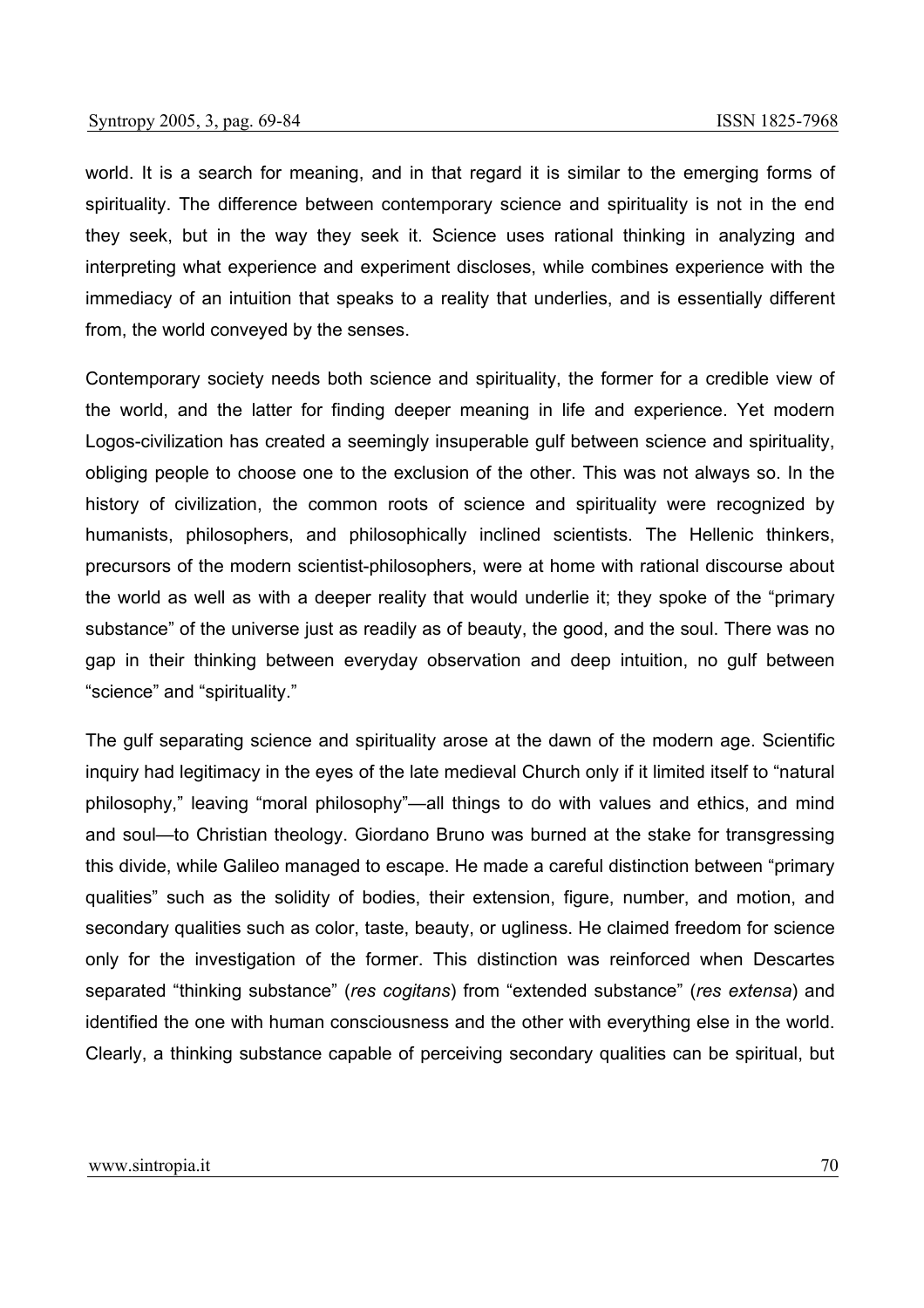world. It is a search for meaning, and in that regard it is similar to the emerging forms of spirituality. The difference between contemporary science and spirituality is not in the end they seek, but in the way they seek it. Science uses rational thinking in analyzing and interpreting what experience and experiment discloses, while combines experience with the immediacy of an intuition that speaks to a reality that underlies, and is essentially different from, the world conveyed by the senses.

Contemporary society needs both science and spirituality, the former for a credible view of the world, and the latter for finding deeper meaning in life and experience. Yet modern Logos-civilization has created a seemingly insuperable gulf between science and spirituality, obliging people to choose one to the exclusion of the other. This was not always so. In the history of civilization, the common roots of science and spirituality were recognized by humanists, philosophers, and philosophically inclined scientists. The Hellenic thinkers, precursors of the modern scientist-philosophers, were at home with rational discourse about the world as well as with a deeper reality that would underlie it; they spoke of the "primary substance" of the universe just as readily as of beauty, the good, and the soul. There was no gap in their thinking between everyday observation and deep intuition, no gulf between "science" and "spirituality."

The gulf separating science and spirituality arose at the dawn of the modern age. Scientific inquiry had legitimacy in the eyes of the late medieval Church only if it limited itself to "natural philosophy," leaving "moral philosophy"—all things to do with values and ethics, and mind and soul—to Christian theology. Giordano Bruno was burned at the stake for transgressing this divide, while Galileo managed to escape. He made a careful distinction between "primary qualities" such as the solidity of bodies, their extension, figure, number, and motion, and secondary qualities such as color, taste, beauty, or ugliness. He claimed freedom for science only for the investigation of the former. This distinction was reinforced when Descartes separated "thinking substance" (*res cogitans*) from "extended substance" (*res extensa*) and identified the one with human consciousness and the other with everything else in the world. Clearly, a thinking substance capable of perceiving secondary qualities can be spiritual, but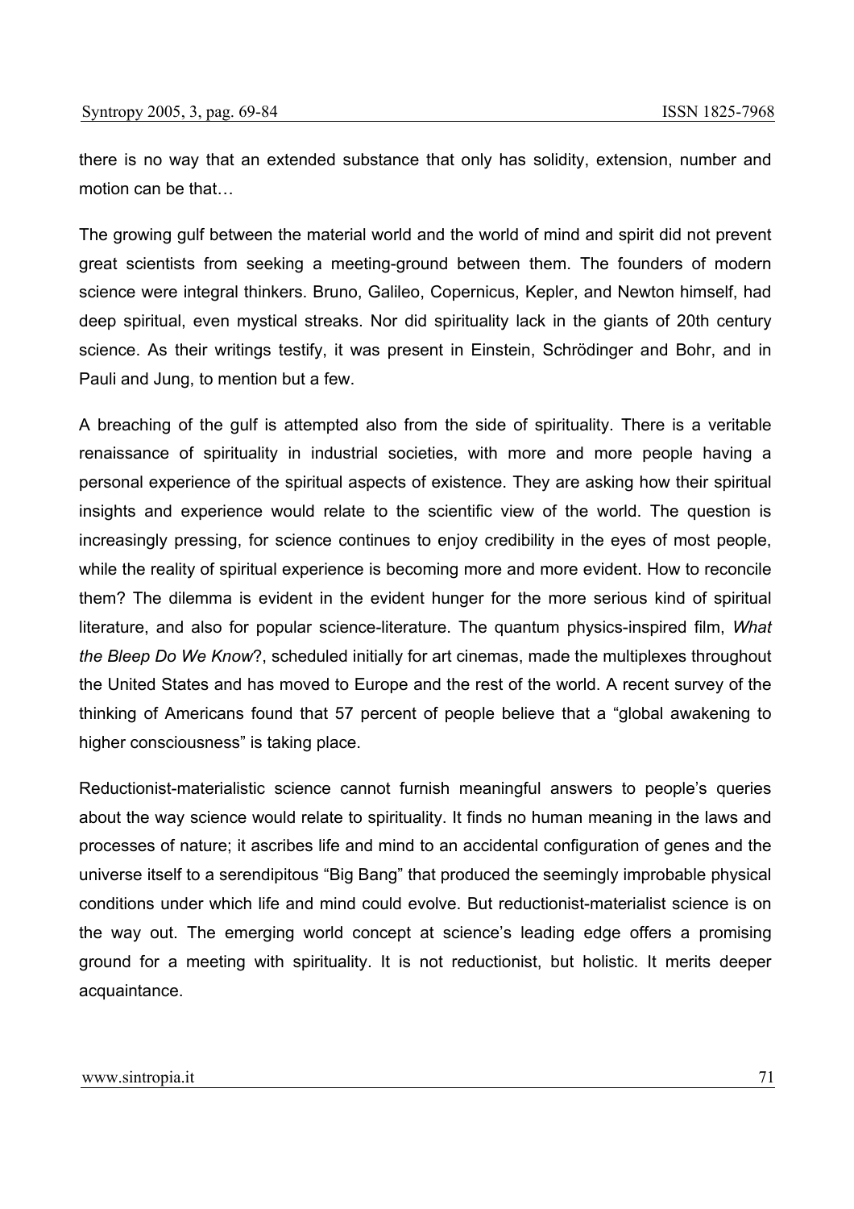there is no way that an extended substance that only has solidity, extension, number and motion can be that…

The growing gulf between the material world and the world of mind and spirit did not prevent great scientists from seeking a meeting-ground between them. The founders of modern science were integral thinkers. Bruno, Galileo, Copernicus, Kepler, and Newton himself, had deep spiritual, even mystical streaks. Nor did spirituality lack in the giants of 20th century science. As their writings testify, it was present in Einstein, Schrödinger and Bohr, and in Pauli and Jung, to mention but a few.

A breaching of the gulf is attempted also from the side of spirituality. There is a veritable renaissance of spirituality in industrial societies, with more and more people having a personal experience of the spiritual aspects of existence. They are asking how their spiritual insights and experience would relate to the scientific view of the world. The question is increasingly pressing, for science continues to enjoy credibility in the eyes of most people, while the reality of spiritual experience is becoming more and more evident. How to reconcile them? The dilemma is evident in the evident hunger for the more serious kind of spiritual literature, and also for popular science-literature. The quantum physics-inspired film, *What the Bleep Do We Know*?, scheduled initially for art cinemas, made the multiplexes throughout the United States and has moved to Europe and the rest of the world. A recent survey of the thinking of Americans found that 57 percent of people believe that a "global awakening to higher consciousness" is taking place.

Reductionist-materialistic science cannot furnish meaningful answers to people's queries about the way science would relate to spirituality. It finds no human meaning in the laws and processes of nature; it ascribes life and mind to an accidental configuration of genes and the universe itself to a serendipitous "Big Bang" that produced the seemingly improbable physical conditions under which life and mind could evolve. But reductionist-materialist science is on the way out. The emerging world concept at science's leading edge offers a promising ground for a meeting with spirituality. It is not reductionist, but holistic. It merits deeper acquaintance.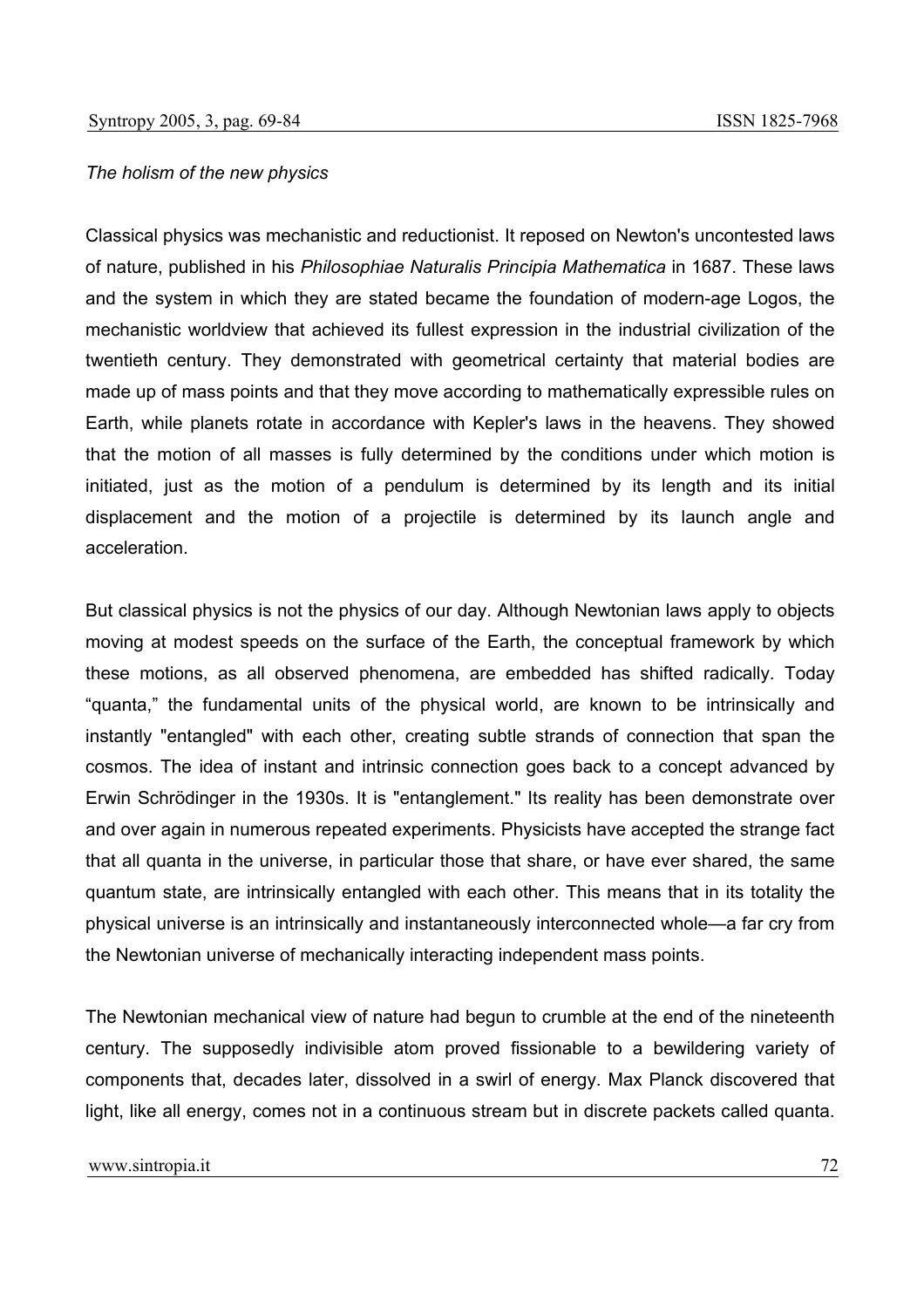*The holism of the new physics*

Classical physics was mechanistic and reductionist. It reposed on Newton's uncontested laws of nature, published in his *Philosophiae Naturalis Principia Mathematica* in 1687. These laws and the system in which they are stated became the foundation of modern-age Logos, the mechanistic worldview that achieved its fullest expression in the industrial civilization of the twentieth century. They demonstrated with geometrical certainty that material bodies are made up of mass points and that they move according to mathematically expressible rules on Earth, while planets rotate in accordance with Kepler's laws in the heavens. They showed that the motion of all masses is fully determined by the conditions under which motion is initiated, just as the motion of a pendulum is determined by its length and its initial displacement and the motion of a projectile is determined by its launch angle and acceleration.

But classical physics is not the physics of our day. Although Newtonian laws apply to objects moving at modest speeds on the surface of the Earth, the conceptual framework by which these motions, as all observed phenomena, are embedded has shifted radically. Today "quanta," the fundamental units of the physical world, are known to be intrinsically and instantly "entangled" with each other, creating subtle strands of connection that span the cosmos. The idea of instant and intrinsic connection goes back to a concept advanced by Erwin Schrödinger in the 1930s. It is "entanglement." Its reality has been demonstrate over and over again in numerous repeated experiments. Physicists have accepted the strange fact that all quanta in the universe, in particular those that share, or have ever shared, the same quantum state, are intrinsically entangled with each other. This means that in its totality the physical universe is an intrinsically and instantaneously interconnected whole—a far cry from the Newtonian universe of mechanically interacting independent mass points.

The Newtonian mechanical view of nature had begun to crumble at the end of the nineteenth century. The supposedly indivisible atom proved fissionable to a bewildering variety of components that, decades later, dissolved in a swirl of energy. Max Planck discovered that light, like all energy, comes not in a continuous stream but in discrete packets called quanta.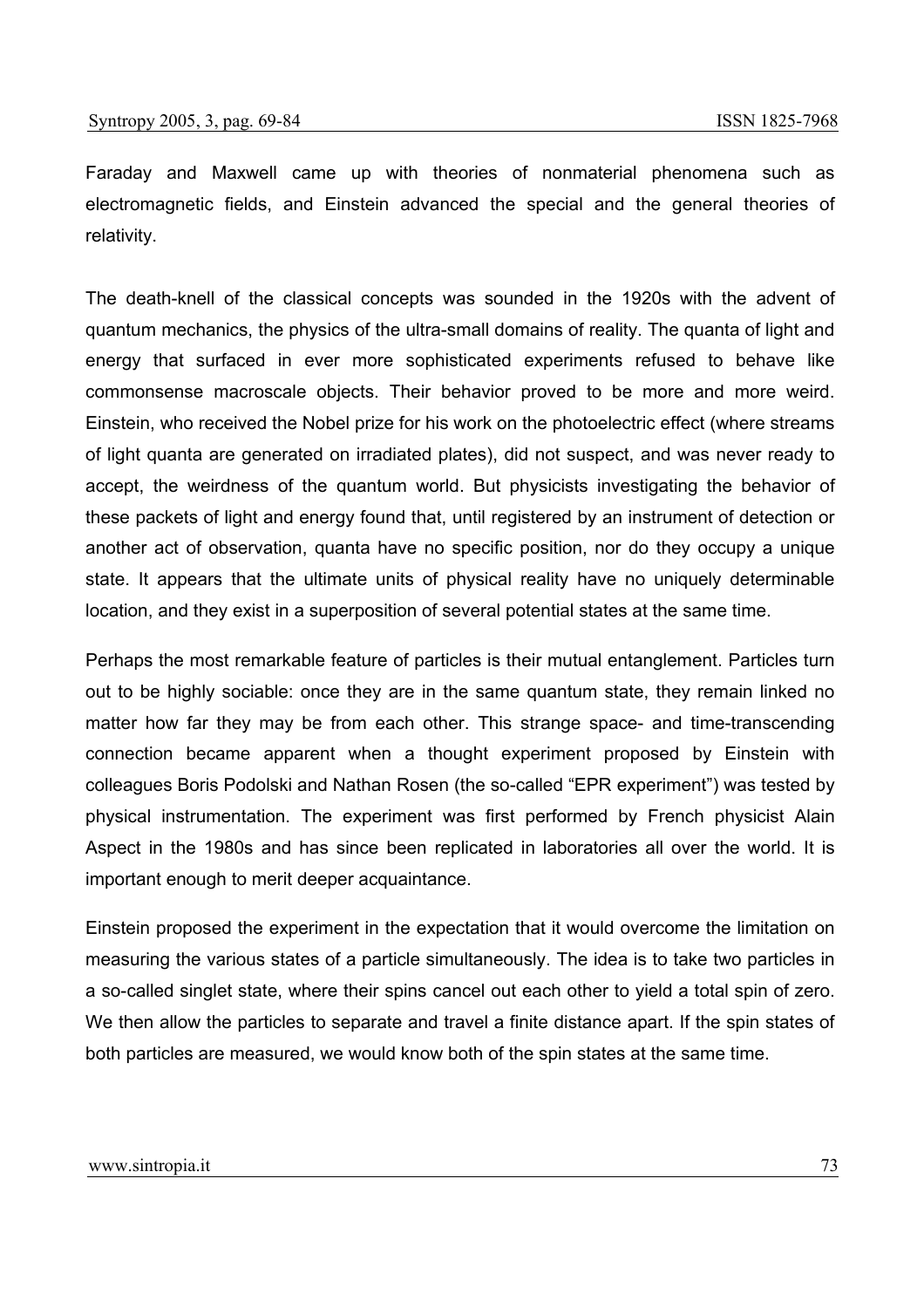Faraday and Maxwell came up with theories of nonmaterial phenomena such as electromagnetic fields, and Einstein advanced the special and the general theories of relativity.

The death-knell of the classical concepts was sounded in the 1920s with the advent of quantum mechanics, the physics of the ultra-small domains of reality. The quanta of light and energy that surfaced in ever more sophisticated experiments refused to behave like commonsense macroscale objects. Their behavior proved to be more and more weird. Einstein, who received the Nobel prize for his work on the photoelectric effect (where streams of light quanta are generated on irradiated plates), did not suspect, and was never ready to accept, the weirdness of the quantum world. But physicists investigating the behavior of these packets of light and energy found that, until registered by an instrument of detection or another act of observation, quanta have no specific position, nor do they occupy a unique state. It appears that the ultimate units of physical reality have no uniquely determinable location, and they exist in a superposition of several potential states at the same time.

Perhaps the most remarkable feature of particles is their mutual entanglement. Particles turn out to be highly sociable: once they are in the same quantum state, they remain linked no matter how far they may be from each other. This strange space- and time-transcending connection became apparent when a thought experiment proposed by Einstein with colleagues Boris Podolski and Nathan Rosen (the so-called "EPR experiment") was tested by physical instrumentation. The experiment was first performed by French physicist Alain Aspect in the 1980s and has since been replicated in laboratories all over the world. It is important enough to merit deeper acquaintance.

Einstein proposed the experiment in the expectation that it would overcome the limitation on measuring the various states of a particle simultaneously. The idea is to take two particles in a so-called singlet state, where their spins cancel out each other to yield a total spin of zero. We then allow the particles to separate and travel a finite distance apart. If the spin states of both particles are measured, we would know both of the spin states at the same time.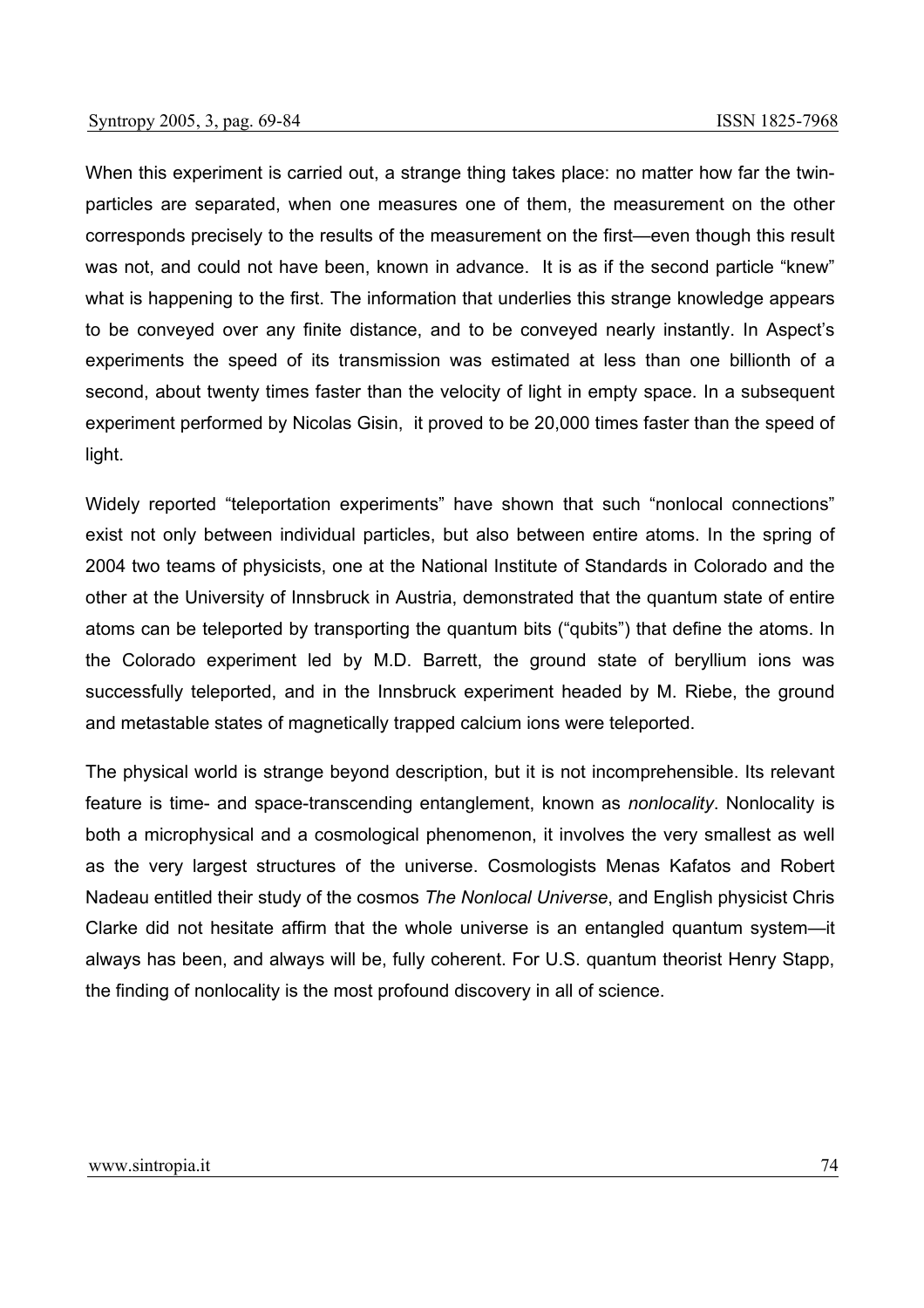When this experiment is carried out, a strange thing takes place: no matter how far the twin-particles are separated, when one measures one of them, the measurement on the other corresponds precisely to the results of the measurement on the first—even though this result was not, and could not have been, known in advance. It is as if the second particle "knew" what is happening to the first. The information that underlies this strange knowledge appears to be conveyed over any finite distance, and to be conveyed nearly instantly. In Aspect's experiments the speed of its transmission was estimated at less than one billionth of a second, about twenty times faster than the velocity of light in empty space. In a subsequent experiment performed by Nicolas Gisin, it proved to be 20,000 times faster than the speed of light.

Widely reported "teleportation experiments" have shown that such "nonlocal connections" exist not only between individual particles, but also between entire atoms. In the spring of 2004 two teams of physicists, one at the National Institute of Standards in Colorado and the other at the University of Innsbruck in Austria, demonstrated that the quantum state of entire atoms can be teleported by transporting the quantum bits ("qubits") that define the atoms. In the Colorado experiment led by M.D. Barrett, the ground state of beryllium ions was successfully teleported, and in the Innsbruck experiment headed by M. Riebe, the ground and metastable states of magnetically trapped calcium ions were teleported.

The physical world is strange beyond description, but it is not incomprehensible. Its relevant feature is time- and space-transcending entanglement, known as *nonlocality*. Nonlocality is both a microphysical and a cosmological phenomenon, it involves the very smallest as well as the very largest structures of the universe. Cosmologists Menas Kafatos and Robert Nadeau entitled their study of the cosmos *The Nonlocal Universe*, and English physicist Chris Clarke did not hesitate affirm that the whole universe is an entangled quantum system—it always has been, and always will be, fully coherent. For U.S. quantum theorist Henry Stapp, the finding of nonlocality is the most profound discovery in all of science.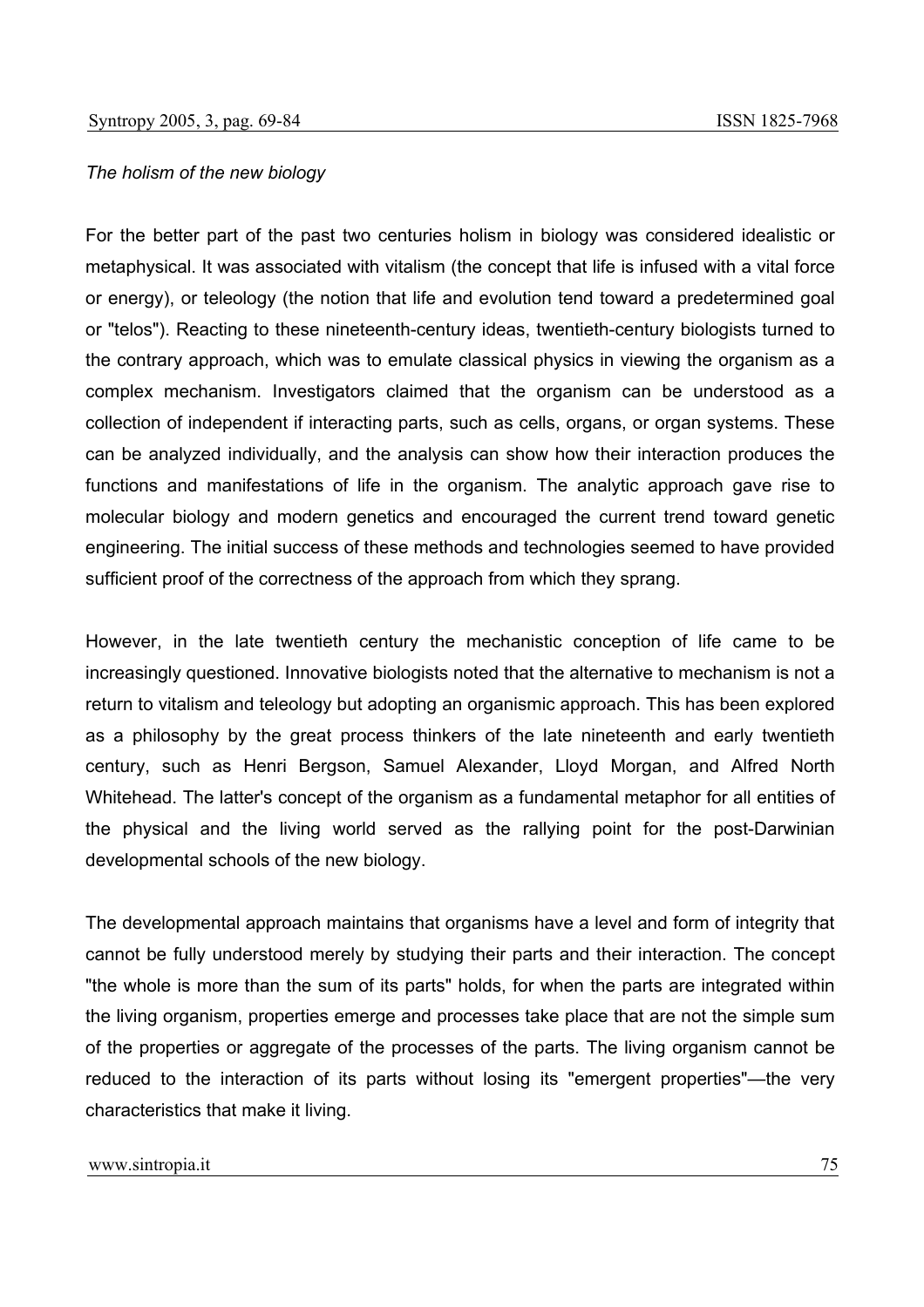*The holism of the new biology*

For the better part of the past two centuries holism in biology was considered idealistic or metaphysical. It was associated with vitalism (the concept that life is infused with a vital force or energy), or teleology (the notion that life and evolution tend toward a predetermined goal or "telos"). Reacting to these nineteenth-century ideas, twentieth-century biologists turned to the contrary approach, which was to emulate classical physics in viewing the organism as a complex mechanism. Investigators claimed that the organism can be understood as a collection of independent if interacting parts, such as cells, organs, or organ systems. These can be analyzed individually, and the analysis can show how their interaction produces the functions and manifestations of life in the organism. The analytic approach gave rise to molecular biology and modern genetics and encouraged the current trend toward genetic engineering. The initial success of these methods and technologies seemed to have provided sufficient proof of the correctness of the approach from which they sprang.

However, in the late twentieth century the mechanistic conception of life came to be increasingly questioned. Innovative biologists noted that the alternative to mechanism is not a return to vitalism and teleology but adopting an organismic approach. This has been explored as a philosophy by the great process thinkers of the late nineteenth and early twentieth century, such as Henri Bergson, Samuel Alexander, Lloyd Morgan, and Alfred North Whitehead. The latter's concept of the organism as a fundamental metaphor for all entities of the physical and the living world served as the rallying point for the post-Darwinian developmental schools of the new biology.

The developmental approach maintains that organisms have a level and form of integrity that cannot be fully understood merely by studying their parts and their interaction. The concept "the whole is more than the sum of its parts" holds, for when the parts are integrated within the living organism, properties emerge and processes take place that are not the simple sum of the properties or aggregate of the processes of the parts. The living organism cannot be reduced to the interaction of its parts without losing its "emergent properties"—the very characteristics that make it living.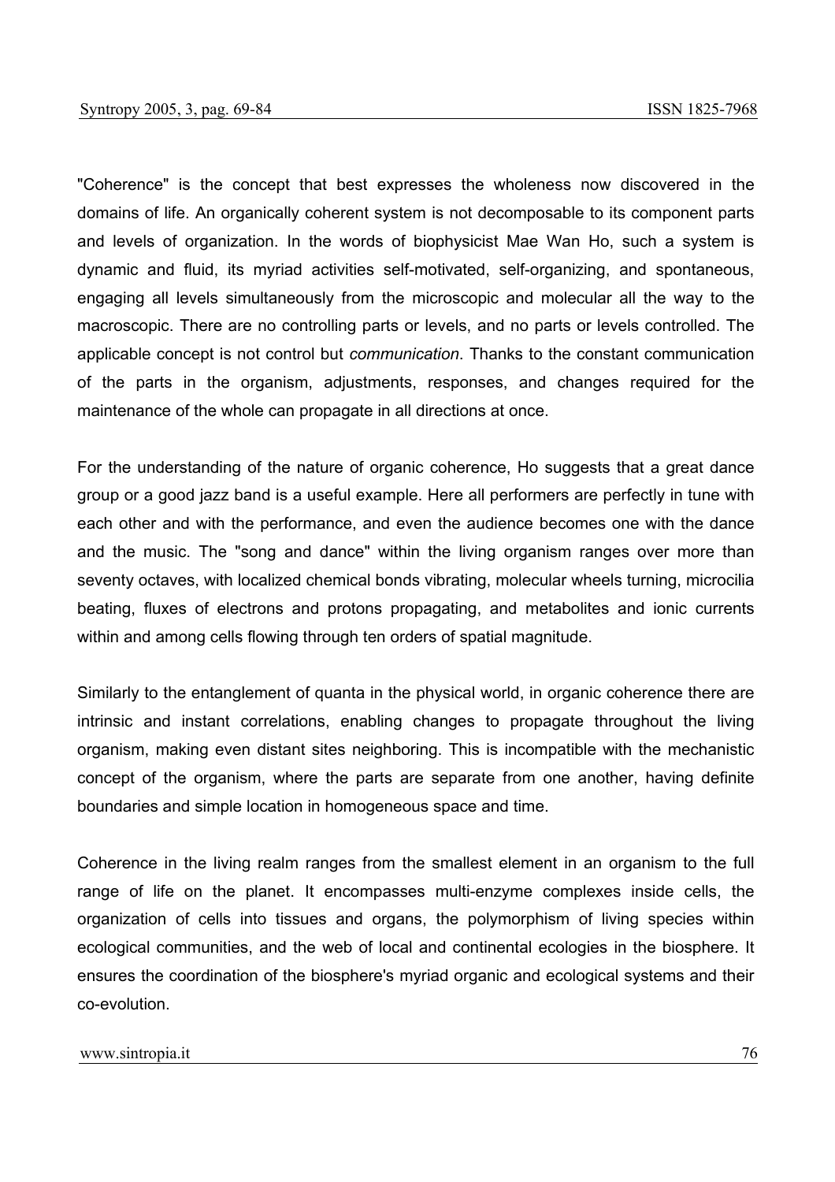"Coherence" is the concept that best expresses the wholeness now discovered in the domains of life. An organically coherent system is not decomposable to its component parts and levels of organization. In the words of biophysicist Mae Wan Ho, such a system is dynamic and fluid, its myriad activities self-motivated, self-organizing, and spontaneous, engaging all levels simultaneously from the microscopic and molecular all the way to the macroscopic. There are no controlling parts or levels, and no parts or levels controlled. The applicable concept is not control but *communication*. Thanks to the constant communication of the parts in the organism, adjustments, responses, and changes required for the maintenance of the whole can propagate in all directions at once.

For the understanding of the nature of organic coherence, Ho suggests that a great dance group or a good jazz band is a useful example. Here all performers are perfectly in tune with each other and with the performance, and even the audience becomes one with the dance and the music. The "song and dance" within the living organism ranges over more than seventy octaves, with localized chemical bonds vibrating, molecular wheels turning, microcilia beating, fluxes of electrons and protons propagating, and metabolites and ionic currents within and among cells flowing through ten orders of spatial magnitude.

Similarly to the entanglement of quanta in the physical world, in organic coherence there are intrinsic and instant correlations, enabling changes to propagate throughout the living organism, making even distant sites neighboring. This is incompatible with the mechanistic concept of the organism, where the parts are separate from one another, having definite boundaries and simple location in homogeneous space and time.

Coherence in the living realm ranges from the smallest element in an organism to the full range of life on the planet. It encompasses multi-enzyme complexes inside cells, the organization of cells into tissues and organs, the polymorphism of living species within ecological communities, and the web of local and continental ecologies in the biosphere. It ensures the coordination of the biosphere's myriad organic and ecological systems and their co-evolution.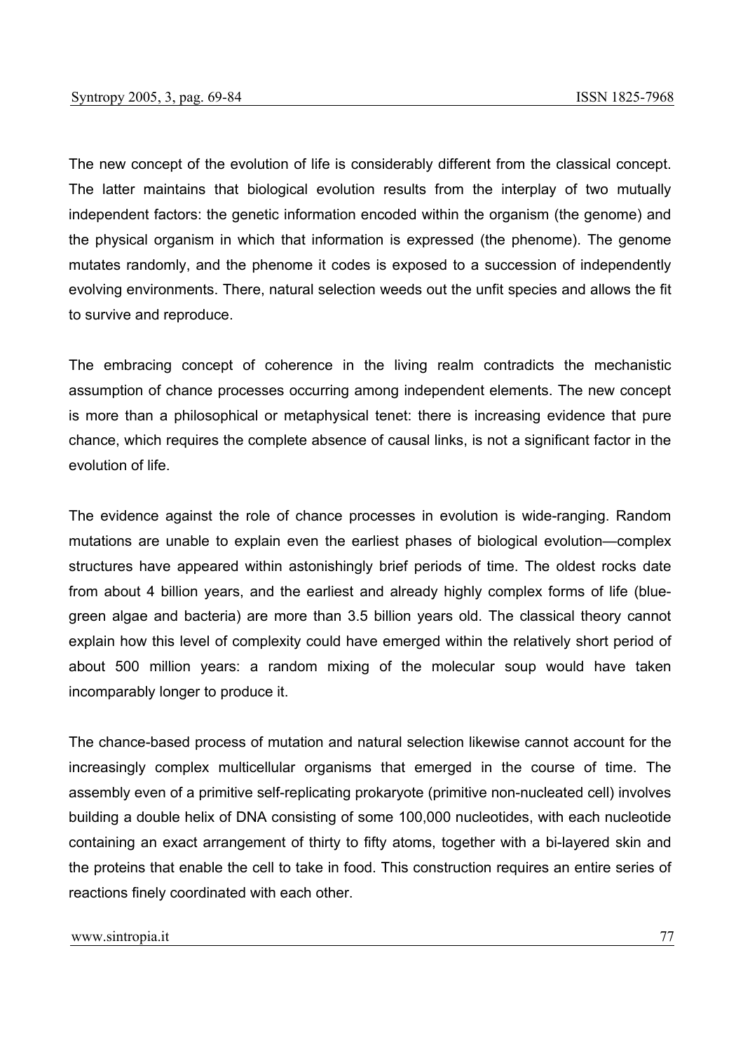The new concept of the evolution of life is considerably different from the classical concept. The latter maintains that biological evolution results from the interplay of two mutually independent factors: the genetic information encoded within the organism (the genome) and the physical organism in which that information is expressed (the phenome). The genome mutates randomly, and the phenome it codes is exposed to a succession of independently evolving environments. There, natural selection weeds out the unfit species and allows the fit to survive and reproduce.

The embracing concept of coherence in the living realm contradicts the mechanistic assumption of chance processes occurring among independent elements. The new concept is more than a philosophical or metaphysical tenet: there is increasing evidence that pure chance, which requires the complete absence of causal links, is not a significant factor in the evolution of life.

The evidence against the role of chance processes in evolution is wide-ranging. Random mutations are unable to explain even the earliest phases of biological evolution—complex structures have appeared within astonishingly brief periods of time. The oldest rocks date from about 4 billion years, and the earliest and already highly complex forms of life (blue-green algae and bacteria) are more than 3.5 billion years old. The classical theory cannot explain how this level of complexity could have emerged within the relatively short period of about 500 million years: a random mixing of the molecular soup would have taken incomparably longer to produce it.

The chance-based process of mutation and natural selection likewise cannot account for the increasingly complex multicellular organisms that emerged in the course of time. The assembly even of a primitive self-replicating prokaryote (primitive non-nucleated cell) involves building a double helix of DNA consisting of some 100,000 nucleotides, with each nucleotide containing an exact arrangement of thirty to fifty atoms, together with a bi-layered skin and the proteins that enable the cell to take in food. This construction requires an entire series of reactions finely coordinated with each other.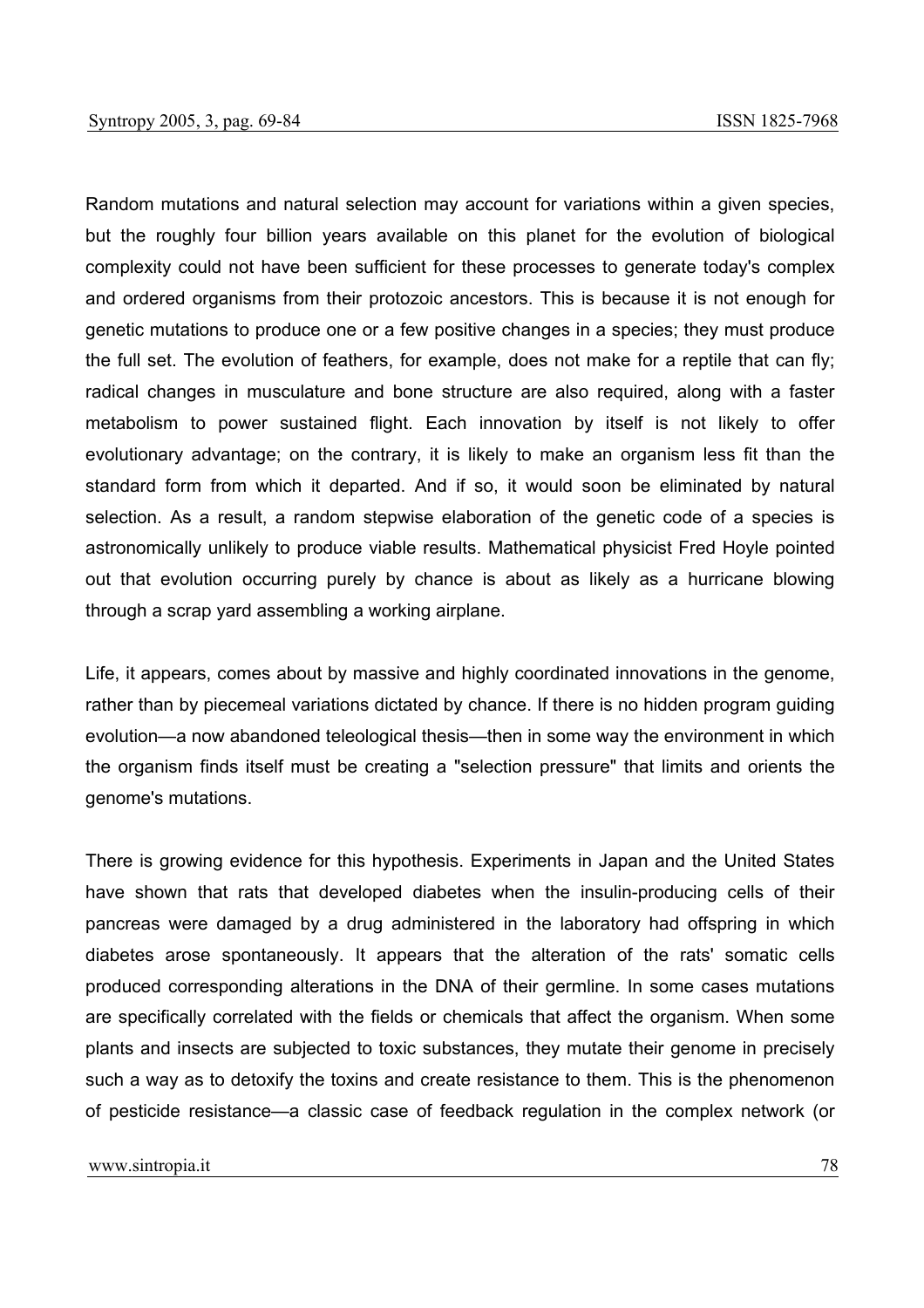Random mutations and natural selection may account for variations within a given species, but the roughly four billion years available on this planet for the evolution of biological complexity could not have been sufficient for these processes to generate today's complex and ordered organisms from their protozoic ancestors. This is because it is not enough for genetic mutations to produce one or a few positive changes in a species; they must produce the full set. The evolution of feathers, for example, does not make for a reptile that can fly; radical changes in musculature and bone structure are also required, along with a faster metabolism to power sustained flight. Each innovation by itself is not likely to offer evolutionary advantage; on the contrary, it is likely to make an organism less fit than the standard form from which it departed. And if so, it would soon be eliminated by natural selection. As a result, a random stepwise elaboration of the genetic code of a species is astronomically unlikely to produce viable results. Mathematical physicist Fred Hoyle pointed out that evolution occurring purely by chance is about as likely as a hurricane blowing through a scrap yard assembling a working airplane.

Life, it appears, comes about by massive and highly coordinated innovations in the genome, rather than by piecemeal variations dictated by chance. If there is no hidden program guiding evolution—a now abandoned teleological thesis—then in some way the environment in which the organism finds itself must be creating a "selection pressure" that limits and orients the genome's mutations.

There is growing evidence for this hypothesis. Experiments in Japan and the United States have shown that rats that developed diabetes when the insulin-producing cells of their pancreas were damaged by a drug administered in the laboratory had offspring in which diabetes arose spontaneously. It appears that the alteration of the rats' somatic cells produced corresponding alterations in the DNA of their germline. In some cases mutations are specifically correlated with the fields or chemicals that affect the organism. When some plants and insects are subjected to toxic substances, they mutate their genome in precisely such a way as to detoxify the toxins and create resistance to them. This is the phenomenon of pesticide resistance—a classic case of feedback regulation in the complex network (or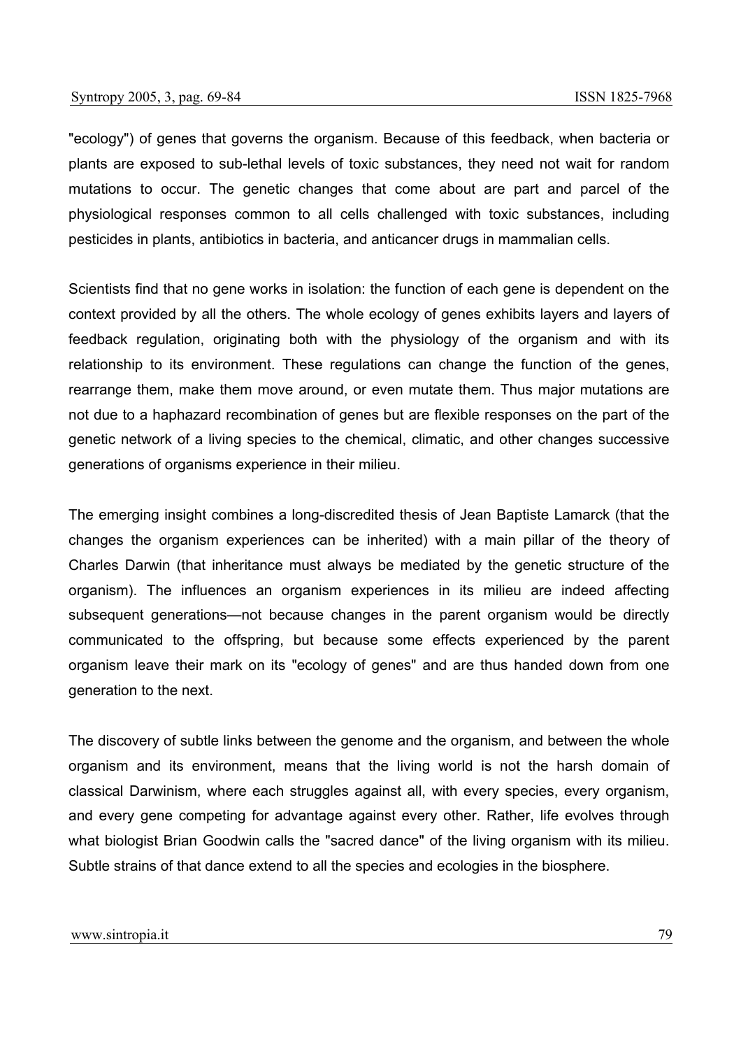"ecology") of genes that governs the organism. Because of this feedback, when bacteria or plants are exposed to sub-lethal levels of toxic substances, they need not wait for random mutations to occur. The genetic changes that come about are part and parcel of the physiological responses common to all cells challenged with toxic substances, including pesticides in plants, antibiotics in bacteria, and anticancer drugs in mammalian cells.

Scientists find that no gene works in isolation: the function of each gene is dependent on the context provided by all the others. The whole ecology of genes exhibits layers and layers of feedback regulation, originating both with the physiology of the organism and with its relationship to its environment. These regulations can change the function of the genes, rearrange them, make them move around, or even mutate them. Thus major mutations are not due to a haphazard recombination of genes but are flexible responses on the part of the genetic network of a living species to the chemical, climatic, and other changes successive generations of organisms experience in their milieu.

The emerging insight combines a long-discredited thesis of Jean Baptiste Lamarck (that the changes the organism experiences can be inherited) with a main pillar of the theory of Charles Darwin (that inheritance must always be mediated by the genetic structure of the organism). The influences an organism experiences in its milieu are indeed affecting subsequent generations—not because changes in the parent organism would be directly communicated to the offspring, but because some effects experienced by the parent organism leave their mark on its "ecology of genes" and are thus handed down from one generation to the next.

The discovery of subtle links between the genome and the organism, and between the whole organism and its environment, means that the living world is not the harsh domain of classical Darwinism, where each struggles against all, with every species, every organism, and every gene competing for advantage against every other. Rather, life evolves through what biologist Brian Goodwin calls the "sacred dance" of the living organism with its milieu. Subtle strains of that dance extend to all the species and ecologies in the biosphere.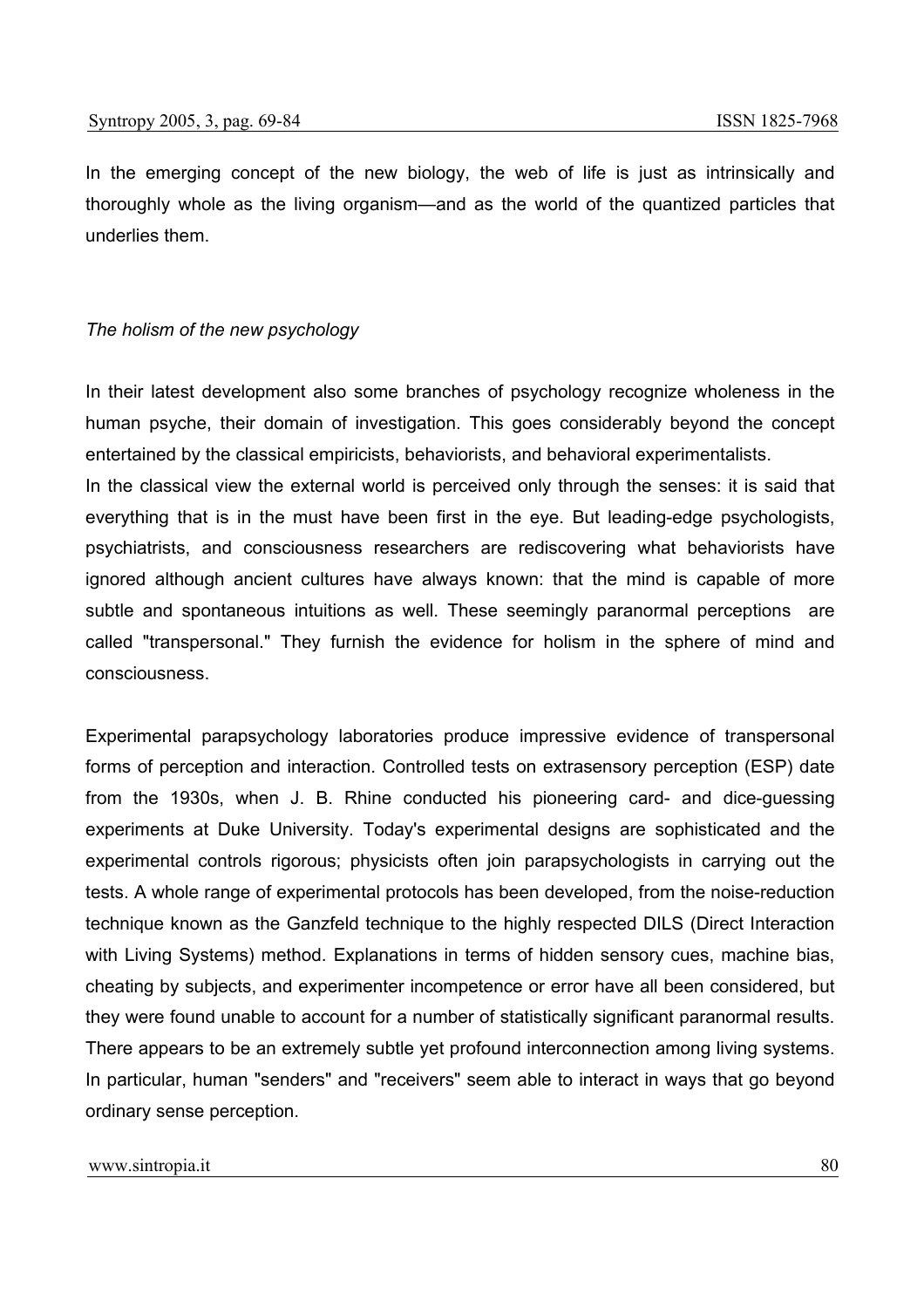In the emerging concept of the new biology, the web of life is just as intrinsically and thoroughly whole as the living organism—and as the world of the quantized particles that underlies them.

*The holism of the new psychology*

In their latest development also some branches of psychology recognize wholeness in the human psyche, their domain of investigation. This goes considerably beyond the concept entertained by the classical empiricists, behaviorists, and behavioral experimentalists.
In the classical view the external world is perceived only through the senses: it is said that everything that is in the must have been first in the eye. But leading-edge psychologists, psychiatrists, and consciousness researchers are rediscovering what behaviorists have ignored although ancient cultures have always known: that the mind is capable of more subtle and spontaneous intuitions as well. These seemingly paranormal perceptions are called "transpersonal." They furnish the evidence for holism in the sphere of mind and consciousness.

Experimental parapsychology laboratories produce impressive evidence of transpersonal forms of perception and interaction. Controlled tests on extrasensory perception (ESP) date from the 1930s, when J. B. Rhine conducted his pioneering card- and dice-guessing experiments at Duke University. Today's experimental designs are sophisticated and the experimental controls rigorous; physicists often join parapsychologists in carrying out the tests. A whole range of experimental protocols has been developed, from the noise-reduction technique known as the Ganzfeld technique to the highly respected DILS (Direct Interaction with Living Systems) method. Explanations in terms of hidden sensory cues, machine bias, cheating by subjects, and experimenter incompetence or error have all been considered, but they were found unable to account for a number of statistically significant paranormal results. There appears to be an extremely subtle yet profound interconnection among living systems. In particular, human "senders" and "receivers" seem able to interact in ways that go beyond ordinary sense perception.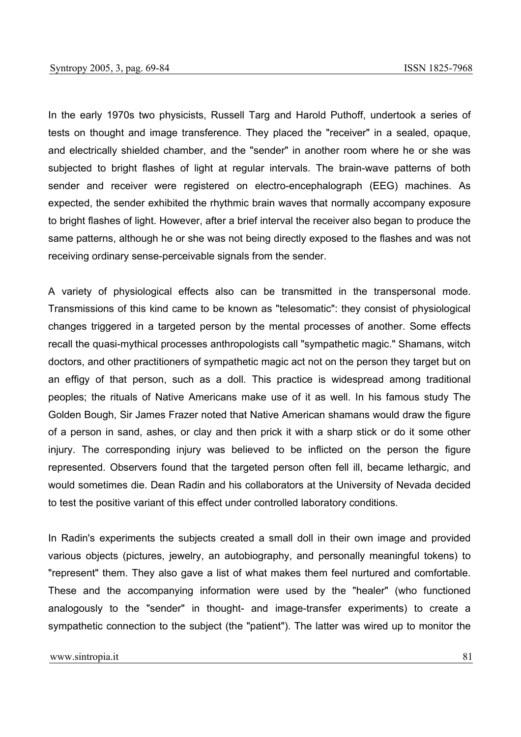In the early 1970s two physicists, Russell Targ and Harold Puthoff, undertook a series of tests on thought and image transference. They placed the "receiver" in a sealed, opaque, and electrically shielded chamber, and the "sender" in another room where he or she was subjected to bright flashes of light at regular intervals. The brain-wave patterns of both sender and receiver were registered on electro-encephalograph (EEG) machines. As expected, the sender exhibited the rhythmic brain waves that normally accompany exposure to bright flashes of light. However, after a brief interval the receiver also began to produce the same patterns, although he or she was not being directly exposed to the flashes and was not receiving ordinary sense-perceivable signals from the sender.

A variety of physiological effects also can be transmitted in the transpersonal mode. Transmissions of this kind came to be known as "telesomatic": they consist of physiological changes triggered in a targeted person by the mental processes of another. Some effects recall the quasi-mythical processes anthropologists call "sympathetic magic." Shamans, witch doctors, and other practitioners of sympathetic magic act not on the person they target but on an effigy of that person, such as a doll. This practice is widespread among traditional peoples; the rituals of Native Americans make use of it as well. In his famous study The Golden Bough, Sir James Frazer noted that Native American shamans would draw the figure of a person in sand, ashes, or clay and then prick it with a sharp stick or do it some other injury. The corresponding injury was believed to be inflicted on the person the figure represented. Observers found that the targeted person often fell ill, became lethargic, and would sometimes die. Dean Radin and his collaborators at the University of Nevada decided to test the positive variant of this effect under controlled laboratory conditions.

In Radin's experiments the subjects created a small doll in their own image and provided various objects (pictures, jewelry, an autobiography, and personally meaningful tokens) to "represent" them. They also gave a list of what makes them feel nurtured and comfortable. These and the accompanying information were used by the "healer" (who functioned analogously to the "sender" in thought- and image-transfer experiments) to create a sympathetic connection to the subject (the "patient"). The latter was wired up to monitor the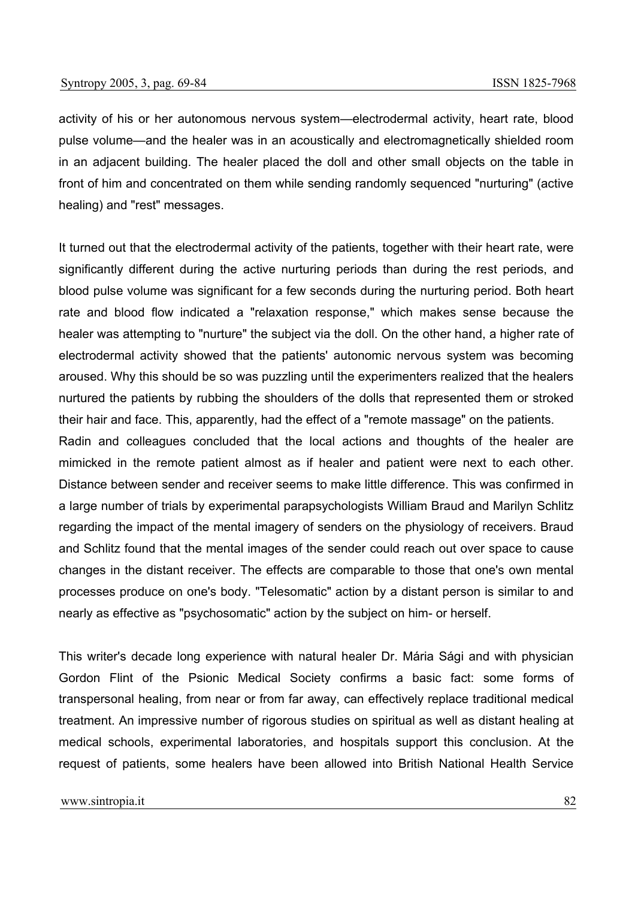activity of his or her autonomous nervous system—electrodermal activity, heart rate, blood pulse volume—and the healer was in an acoustically and electromagnetically shielded room in an adjacent building. The healer placed the doll and other small objects on the table in front of him and concentrated on them while sending randomly sequenced "nurturing" (active healing) and "rest" messages.

It turned out that the electrodermal activity of the patients, together with their heart rate, were significantly different during the active nurturing periods than during the rest periods, and blood pulse volume was significant for a few seconds during the nurturing period. Both heart rate and blood flow indicated a "relaxation response," which makes sense because the healer was attempting to "nurture" the subject via the doll. On the other hand, a higher rate of electrodermal activity showed that the patients' autonomic nervous system was becoming aroused. Why this should be so was puzzling until the experimenters realized that the healers nurtured the patients by rubbing the shoulders of the dolls that represented them or stroked their hair and face. This, apparently, had the effect of a "remote massage" on the patients.
Radin and colleagues concluded that the local actions and thoughts of the healer are mimicked in the remote patient almost as if healer and patient were next to each other. Distance between sender and receiver seems to make little difference. This was confirmed in a large number of trials by experimental parapsychologists William Braud and Marilyn Schlitz regarding the impact of the mental imagery of senders on the physiology of receivers. Braud and Schlitz found that the mental images of the sender could reach out over space to cause changes in the distant receiver. The effects are comparable to those that one's own mental processes produce on one's body. "Telesomatic" action by a distant person is similar to and nearly as effective as "psychosomatic" action by the subject on him- or herself.

This writer's decade long experience with natural healer Dr. Mária Sági and with physician Gordon Flint of the Psionic Medical Society confirms a basic fact: some forms of transpersonal healing, from near or from far away, can effectively replace traditional medical treatment. An impressive number of rigorous studies on spiritual as well as distant healing at medical schools, experimental laboratories, and hospitals support this conclusion. At the request of patients, some healers have been allowed into British National Health Service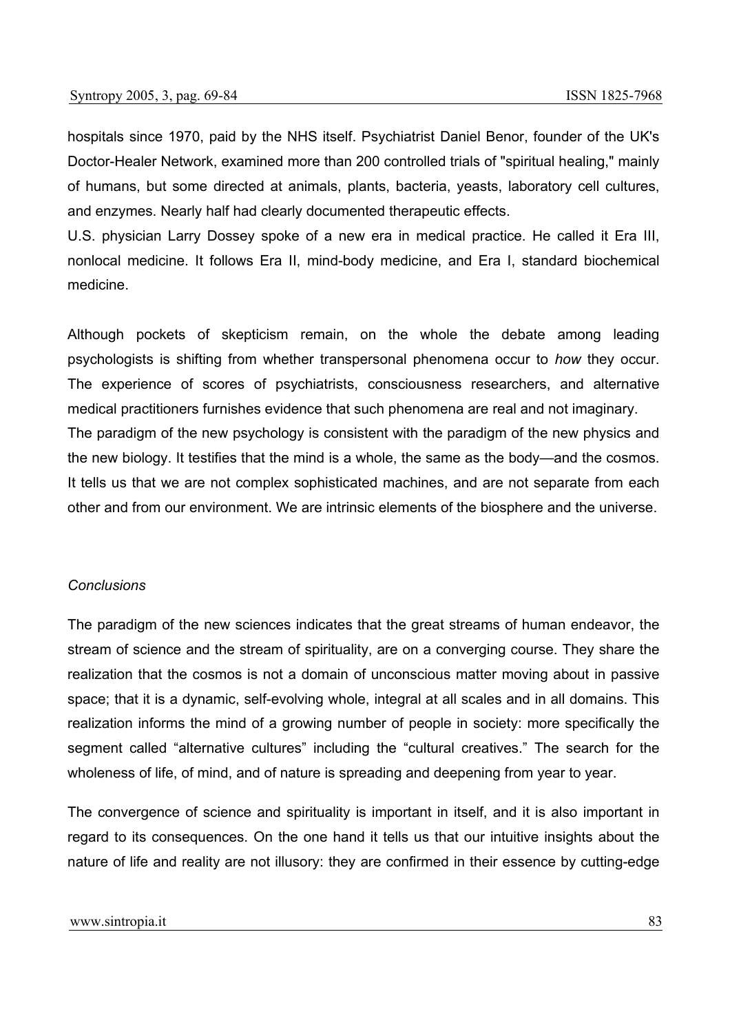hospitals since 1970, paid by the NHS itself. Psychiatrist Daniel Benor, founder of the UK's Doctor-Healer Network, examined more than 200 controlled trials of "spiritual healing," mainly of humans, but some directed at animals, plants, bacteria, yeasts, laboratory cell cultures, and enzymes. Nearly half had clearly documented therapeutic effects.

U.S. physician Larry Dossey spoke of a new era in medical practice. He called it Era III, nonlocal medicine. It follows Era II, mind-body medicine, and Era I, standard biochemical medicine.

Although pockets of skepticism remain, on the whole the debate among leading psychologists is shifting from whether transpersonal phenomena occur to *how* they occur. The experience of scores of psychiatrists, consciousness researchers, and alternative medical practitioners furnishes evidence that such phenomena are real and not imaginary.

The paradigm of the new psychology is consistent with the paradigm of the new physics and the new biology. It testifies that the mind is a whole, the same as the body—and the cosmos. It tells us that we are not complex sophisticated machines, and are not separate from each other and from our environment. We are intrinsic elements of the biosphere and the universe.

*Conclusions*

The paradigm of the new sciences indicates that the great streams of human endeavor, the stream of science and the stream of spirituality, are on a converging course. They share the realization that the cosmos is not a domain of unconscious matter moving about in passive space; that it is a dynamic, self-evolving whole, integral at all scales and in all domains. This realization informs the mind of a growing number of people in society: more specifically the segment called “alternative cultures” including the “cultural creatives.” The search for the wholeness of life, of mind, and of nature is spreading and deepening from year to year.

The convergence of science and spirituality is important in itself, and it is also important in regard to its consequences. On the one hand it tells us that our intuitive insights about the nature of life and reality are not illusory: they are confirmed in their essence by cutting-edge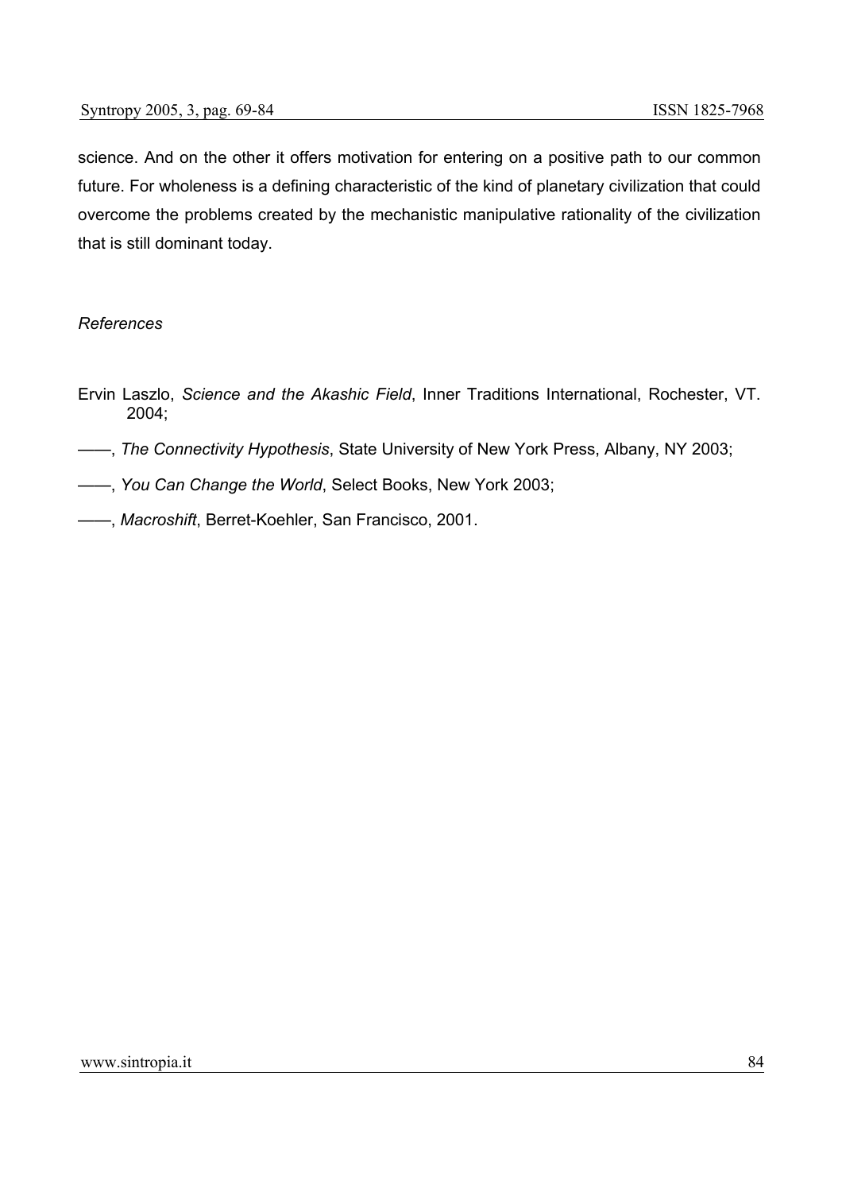science. And on the other it offers motivation for entering on a positive path to our common future. For wholeness is a defining characteristic of the kind of planetary civilization that could overcome the problems created by the mechanistic manipulative rationality of the civilization that is still dominant today.

*References*

Ervin Laszlo, *Science and the Akashic Field*, Inner Traditions International, Rochester, VT. 2004;

——, *The Connectivity Hypothesis*, State University of New York Press, Albany, NY 2003;

——, *You Can Change the World*, Select Books, New York 2003;

——, *Macroshift*, Berret-Koehler, San Francisco, 2001.